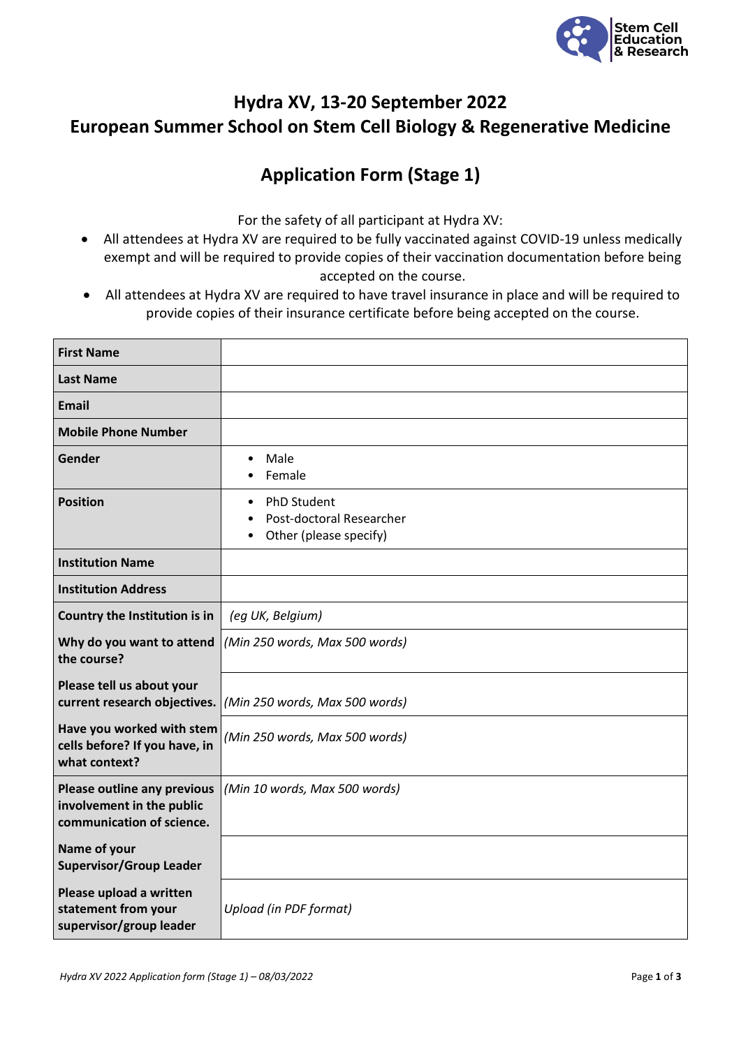Stem Cell Education & Research

# Hydra XV, 13-20 September 2022
# European Summer School on Stem Cell Biology & Regenerative Medicine

## Application Form (Stage 1)

For the safety of all participant at Hydra XV:

- All attendees at Hydra XV are required to be fully vaccinated against COVID-19 unless medically exempt and will be required to provide copies of their vaccination documentation before being accepted on the course.
- All attendees at Hydra XV are required to have travel insurance in place and will be required to provide copies of their insurance certificate before being accepted on the course.

| | |
|---|---|
| **First Name** | |
| **Last Name** | |
| **Email** | |
| **Mobile Phone Number** | |
| **Gender** | • Male<br>• Female |
| **Position** | • PhD Student<br>• Post-doctoral Researcher<br>• Other (please specify) |
| **Institution Name** | |
| **Institution Address** | |
| **Country the Institution is in** | *(eg UK, Belgium)* |
| **Why do you want to attend the course?** | *(Min 250 words, Max 500 words)* |
| **Please tell us about your current research objectives.** | *(Min 250 words, Max 500 words)* |
| **Have you worked with stem cells before? If you have, in what context?** | *(Min 250 words, Max 500 words)* |
| **Please outline any previous involvement in the public communication of science.** | *(Min 10 words, Max 500 words)* |
| **Name of your Supervisor/Group Leader** | |
| **Please upload a written statement from your supervisor/group leader** | *Upload (in PDF format)* |

*Hydra XV 2022 Application form (Stage 1) – 08/03/2022*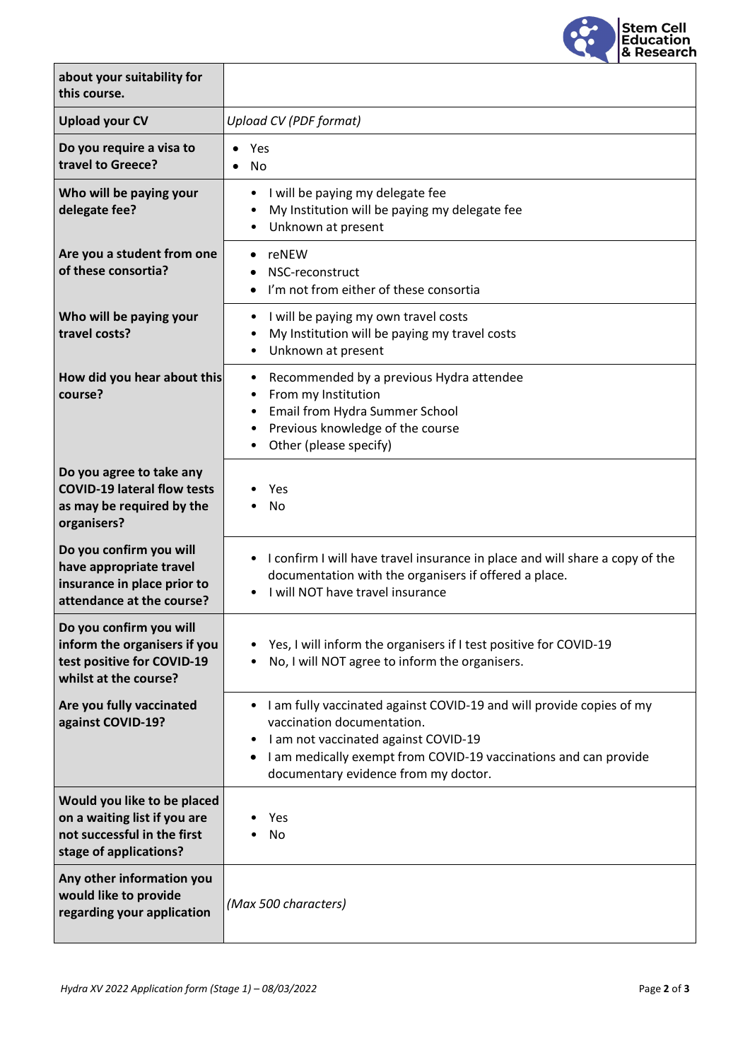| about your suitability for this course. | |
|---|---|
| **Upload your CV** | *Upload CV (PDF format)* |
| **Do you require a visa to travel to Greece?** | • Yes<br>• No |
| **Who will be paying your delegate fee?** | • I will be paying my delegate fee<br>• My Institution will be paying my delegate fee<br>• Unknown at present |
| **Are you a student from one of these consortia?** | • reNEW<br>• NSC-reconstruct<br>• I'm not from either of these consortia |
| **Who will be paying your travel costs?** | • I will be paying my own travel costs<br>• My Institution will be paying my travel costs<br>• Unknown at present |
| **How did you hear about this course?** | • Recommended by a previous Hydra attendee<br>• From my Institution<br>• Email from Hydra Summer School<br>• Previous knowledge of the course<br>• Other (please specify) |
| **Do you agree to take any COVID-19 lateral flow tests as may be required by the organisers?** | • Yes<br>• No |
| **Do you confirm you will have appropriate travel insurance in place prior to attendance at the course?** | • I confirm I will have travel insurance in place and will share a copy of the documentation with the organisers if offered a place.<br>• I will NOT have travel insurance |
| **Do you confirm you will inform the organisers if you test positive for COVID-19 whilst at the course?** | • Yes, I will inform the organisers if I test positive for COVID-19<br>• No, I will NOT agree to inform the organisers. |
| **Are you fully vaccinated against COVID-19?** | • I am fully vaccinated against COVID-19 and will provide copies of my vaccination documentation.<br>• I am not vaccinated against COVID-19<br>• I am medically exempt from COVID-19 vaccinations and can provide documentary evidence from my doctor. |
| **Would you like to be placed on a waiting list if you are not successful in the first stage of applications?** | • Yes<br>• No |
| **Any other information you would like to provide regarding your application** | *(Max 500 characters)* |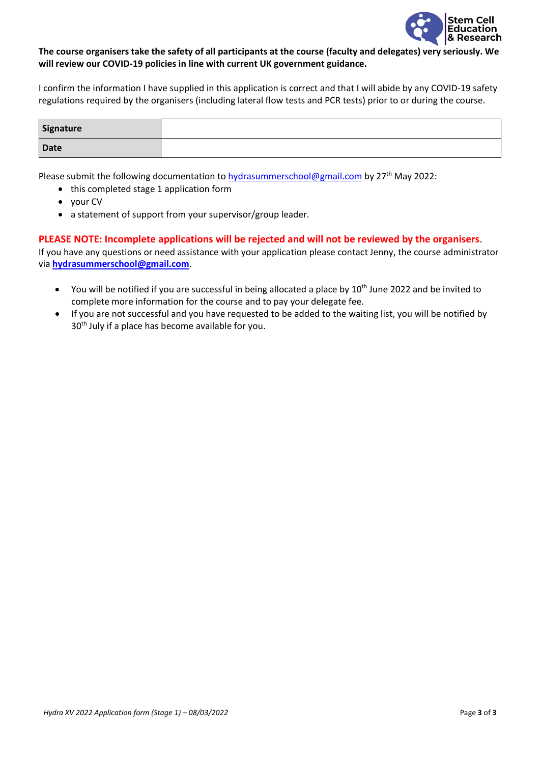**The course organisers take the safety of all participants at the course (faculty and delegates) very seriously. We will review our COVID-19 policies in line with current UK government guidance.**

I confirm the information I have supplied in this application is correct and that I will abide by any COVID-19 safety regulations required by the organisers (including lateral flow tests and PCR tests) prior to or during the course.

| | |
|---|---|
| **Signature** | |
| **Date** | |

Please submit the following documentation to hydrasummerschool@gmail.com by 27th May 2022:

- this completed stage 1 application form
- your CV
- a statement of support from your supervisor/group leader.

**PLEASE NOTE: Incomplete applications will be rejected and will not be reviewed by the organisers**.
If you have any questions or need assistance with your application please contact Jenny, the course administrator via **hydrasummerschool@gmail.com**.

- You will be notified if you are successful in being allocated a place by 10th June 2022 and be invited to complete more information for the course and to pay your delegate fee.
- If you are not successful and you have requested to be added to the waiting list, you will be notified by 30th July if a place has become available for you.